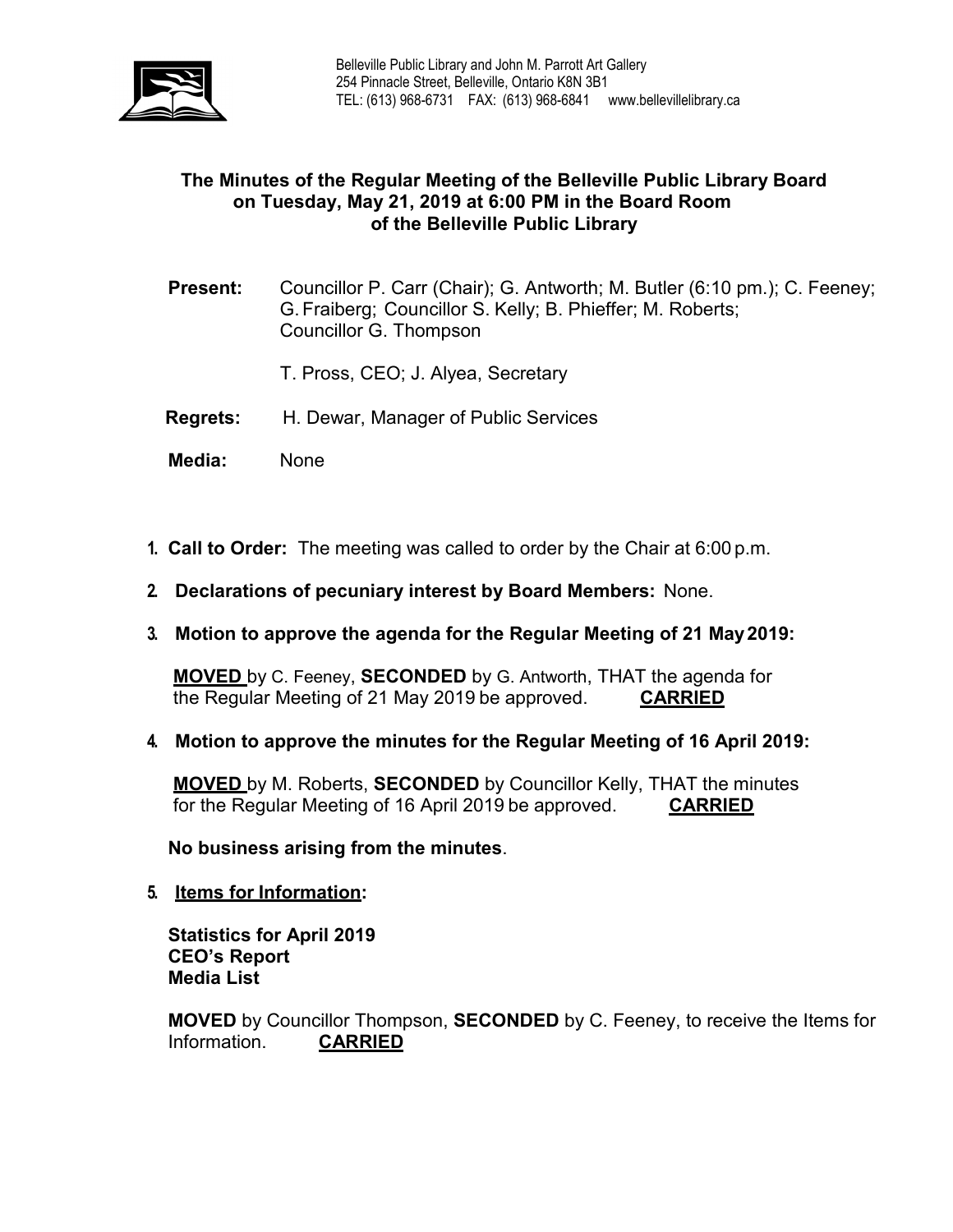Belleville Public Library and John M. Parrott Art Gallery
254 Pinnacle Street, Belleville, Ontario K8N 3B1
TEL: (613) 968-6731 FAX: (613) 968-6841 www.bellevillelibrary.ca

# The Minutes of the Regular Meeting of the Belleville Public Library Board on Tuesday, May 21, 2019 at 6:00 PM in the Board Room of the Belleville Public Library

**Present:** Councillor P. Carr (Chair); G. Antworth; M. Butler (6:10 pm.); C. Feeney; G. Fraiberg; Councillor S. Kelly; B. Phieffer; M. Roberts; Councillor G. Thompson

T. Pross, CEO; J. Alyea, Secretary

**Regrets:** H. Dewar, Manager of Public Services

**Media:** None

1. **Call to Order:** The meeting was called to order by the Chair at 6:00 p.m.

2. **Declarations of pecuniary interest by Board Members:** None.

3. **Motion to approve the agenda for the Regular Meeting of 21 May 2019:**

   **MOVED** by C. Feeney, **SECONDED** by G. Antworth, THAT the agenda for the Regular Meeting of 21 May 2019 be approved. **CARRIED**

4. **Motion to approve the minutes for the Regular Meeting of 16 April 2019:**

   **MOVED** by M. Roberts, **SECONDED** by Councillor Kelly, THAT the minutes for the Regular Meeting of 16 April 2019 be approved. **CARRIED**

   **No business arising from the minutes**.

5. **Items for Information:**

   **Statistics for April 2019**
   **CEO's Report**
   **Media List**

   **MOVED** by Councillor Thompson, **SECONDED** by C. Feeney, to receive the Items for Information. **CARRIED**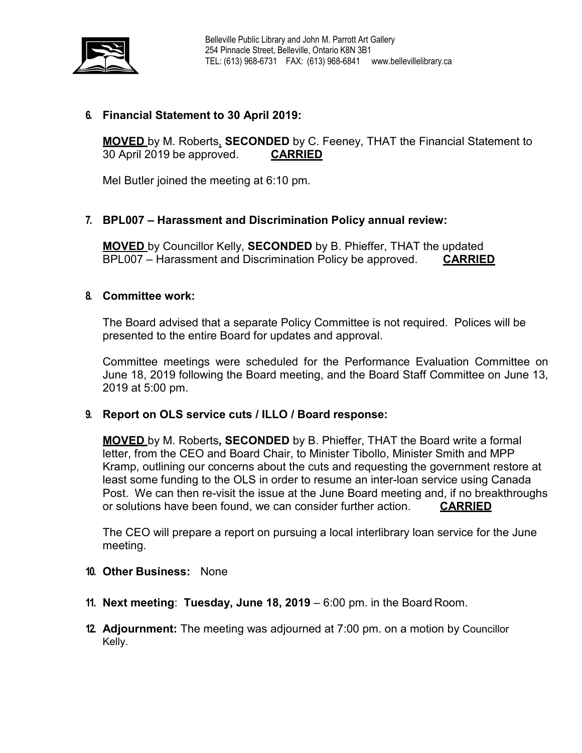Belleville Public Library and John M. Parrott Art Gallery
254 Pinnacle Street, Belleville, Ontario K8N 3B1
TEL: (613) 968-6731 FAX: (613) 968-6841 www.bellevillelibrary.ca

**6. Financial Statement to 30 April 2019:**

**MOVED** by M. Roberts, **SECONDED** by C. Feeney, THAT the Financial Statement to 30 April 2019 be approved. **CARRIED**

Mel Butler joined the meeting at 6:10 pm.

**7. BPL007 – Harassment and Discrimination Policy annual review:**

**MOVED** by Councillor Kelly, **SECONDED** by B. Phieffer, THAT the updated BPL007 – Harassment and Discrimination Policy be approved. **CARRIED**

**8. Committee work:**

The Board advised that a separate Policy Committee is not required. Polices will be presented to the entire Board for updates and approval.

Committee meetings were scheduled for the Performance Evaluation Committee on June 18, 2019 following the Board meeting, and the Board Staff Committee on June 13, 2019 at 5:00 pm.

**9. Report on OLS service cuts / ILLO / Board response:**

**MOVED** by M. Roberts**, SECONDED** by B. Phieffer, THAT the Board write a formal letter, from the CEO and Board Chair, to Minister Tibollo, Minister Smith and MPP Kramp, outlining our concerns about the cuts and requesting the government restore at least some funding to the OLS in order to resume an inter-loan service using Canada Post. We can then re-visit the issue at the June Board meeting and, if no breakthroughs or solutions have been found, we can consider further action. **CARRIED**

The CEO will prepare a report on pursuing a local interlibrary loan service for the June meeting.

**10. Other Business:** None

**11. Next meeting**: **Tuesday, June 18, 2019** – 6:00 pm. in the Board Room.

**12. Adjournment:** The meeting was adjourned at 7:00 pm. on a motion by Councillor Kelly.